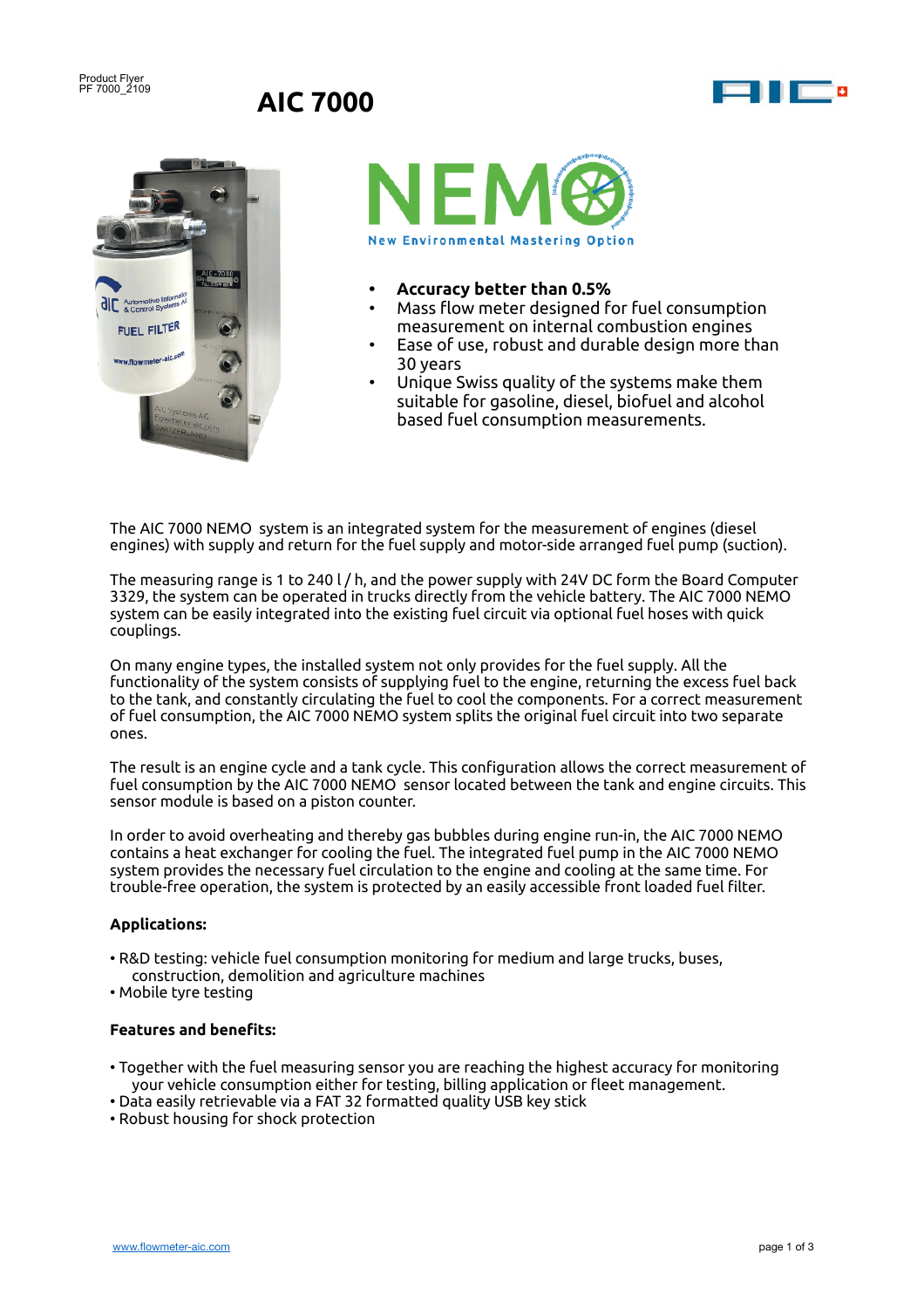Product Flyer
PF 7000_2109

# AIC 7000

NEMO
New Environmental Mastering Option

- **Accuracy better than 0.5%**
- Mass flow meter designed for fuel consumption measurement on internal combustion engines
- Ease of use, robust and durable design more than 30 years
- Unique Swiss quality of the systems make them suitable for gasoline, diesel, biofuel and alcohol based fuel consumption measurements.

The AIC 7000 NEMO system is an integrated system for the measurement of engines (diesel engines) with supply and return for the fuel supply and motor-side arranged fuel pump (suction).

The measuring range is 1 to 240 l / h, and the power supply with 24V DC form the Board Computer 3329, the system can be operated in trucks directly from the vehicle battery. The AIC 7000 NEMO system can be easily integrated into the existing fuel circuit via optional fuel hoses with quick couplings.

On many engine types, the installed system not only provides for the fuel supply. All the functionality of the system consists of supplying fuel to the engine, returning the excess fuel back to the tank, and constantly circulating the fuel to cool the components. For a correct measurement of fuel consumption, the AIC 7000 NEMO system splits the original fuel circuit into two separate ones.

The result is an engine cycle and a tank cycle. This configuration allows the correct measurement of fuel consumption by the AIC 7000 NEMO sensor located between the tank and engine circuits. This sensor module is based on a piston counter.

In order to avoid overheating and thereby gas bubbles during engine run-in, the AIC 7000 NEMO contains a heat exchanger for cooling the fuel. The integrated fuel pump in the AIC 7000 NEMO system provides the necessary fuel circulation to the engine and cooling at the same time. For trouble-free operation, the system is protected by an easily accessible front loaded fuel filter.

### Applications:

- R&D testing: vehicle fuel consumption monitoring for medium and large trucks, buses, construction, demolition and agriculture machines
- Mobile tyre testing

### Features and benefits:

- Together with the fuel measuring sensor you are reaching the highest accuracy for monitoring your vehicle consumption either for testing, billing application or fleet management.
- Data easily retrievable via a FAT 32 formatted quality USB key stick
- Robust housing for shock protection

www.flowmeter-aic.com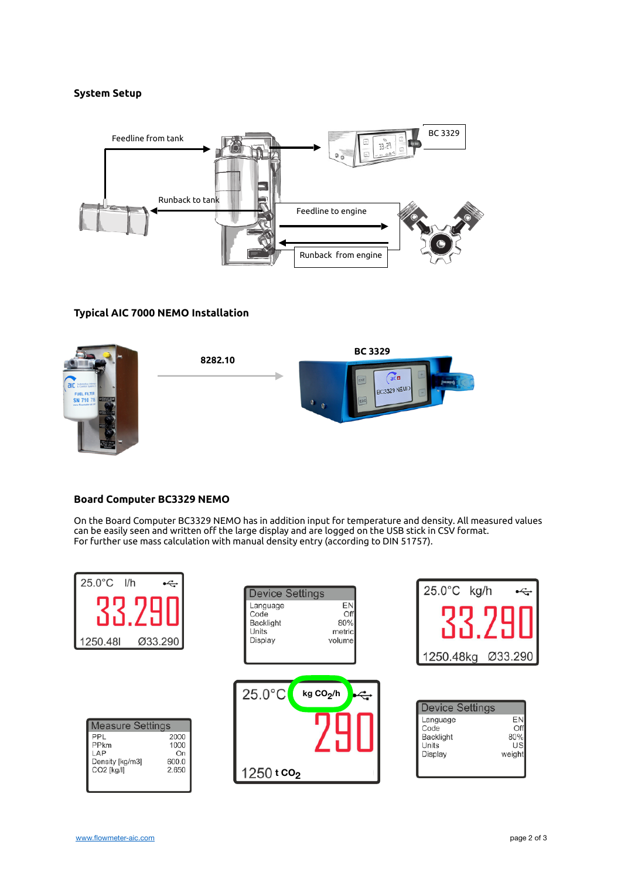## System Setup

Feedline from tank

BC 3329

Runback to tank

Feedline to engine

Runback from engine

## Typical AIC 7000 NEMO Installation

8282.10

BC 3329

## Board Computer BC3329 NEMO

On the Board Computer BC3329 NEMO has in addition input for temperature and density. All measured values can be easily seen and written off the large display and are logged on the USB stick in CSV format.
For further use mass calculation with manual density entry (according to DIN 51757).

25.0°C l/h
33.290
1250.48l Ø33.290

| Device Settings | |
|---|---|
| Language | EN |
| Code | Off |
| Backlight | 80% |
| Units | metric |
| Display | volume |

25.0°C kg/h
33.290
1250.48kg Ø33.290

| Measure Settings | |
|---|---|
| PPL | 2000 |
| PPkm | 1000 |
| LAP | On |
| Density [kg/m3] | 600.0 |
| CO2 [kg/l] | 2.650 |

25.0°C kg $CO_2$/h
290
1250 t $CO_2$

| Device Settings | |
|---|---|
| Language | EN |
| Code | Off |
| Backlight | 80% |
| Units | US |
| Display | weight |

[www.flowmeter-aic.com](http://www.flowmeter-aic.com)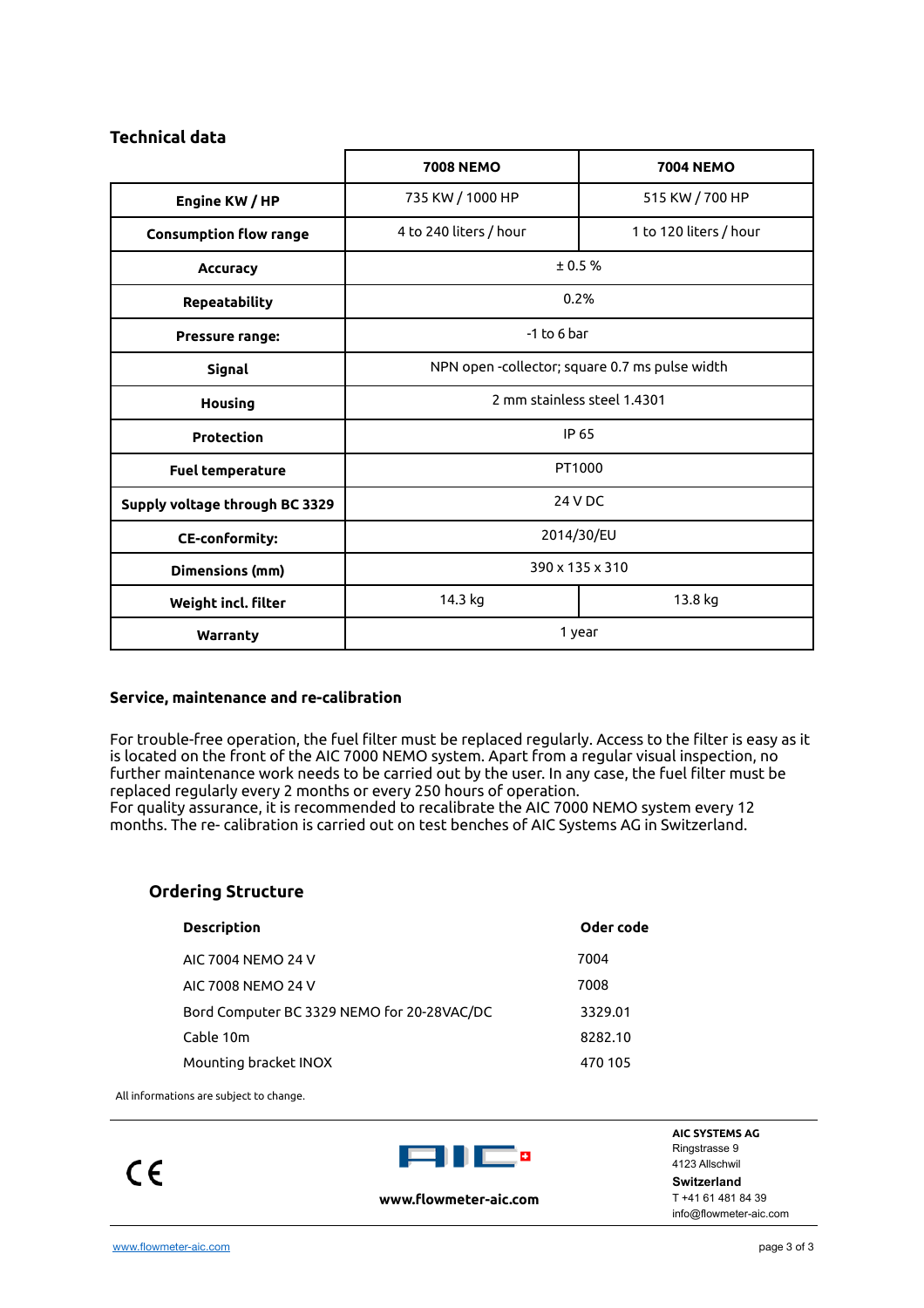## Technical data

| | 7008 NEMO | 7004 NEMO |
|---|---|---|
| **Engine KW / HP** | 735 KW / 1000 HP | 515 KW / 700 HP |
| **Consumption flow range** | 4 to 240 liters / hour | 1 to 120 liters / hour |
| **Accuracy** | ± 0.5 % | |
| **Repeatability** | 0.2% | |
| **Pressure range:** | -1 to 6 bar | |
| **Signal** | NPN open -collector; square 0.7 ms pulse width | |
| **Housing** | 2 mm stainless steel 1.4301 | |
| **Protection** | IP 65 | |
| **Fuel temperature** | PT1000 | |
| **Supply voltage through BC 3329** | 24 V DC | |
| **CE-conformity:** | 2014/30/EU | |
| **Dimensions (mm)** | 390 x 135 x 310 | |
| **Weight incl. filter** | 14.3 kg | 13.8 kg |
| **Warranty** | 1 year | |

### Service, maintenance and re-calibration

For trouble-free operation, the fuel filter must be replaced regularly. Access to the filter is easy as it is located on the front of the AIC 7000 NEMO system. Apart from a regular visual inspection, no further maintenance work needs to be carried out by the user. In any case, the fuel filter must be replaced regularly every 2 months or every 250 hours of operation.
For quality assurance, it is recommended to recalibrate the AIC 7000 NEMO system every 12 months. The re- calibration is carried out on test benches of AIC Systems AG in Switzerland.

## Ordering Structure

| Description | Oder code |
|---|---|
| AIC 7004 NEMO 24 V | 7004 |
| AIC 7008 NEMO 24 V | 7008 |
| Bord Computer BC 3329 NEMO for 20-28VAC/DC | 3329.01 |
| Cable 10m | 8282.10 |
| Mounting bracket INOX | 470 105 |

All informations are subject to change.

CE

www.flowmeter-aic.com

**AIC SYSTEMS AG**
Ringstrasse 9
4123 Allschwil
**Switzerland**
T +41 61 481 84 39
info@flowmeter-aic.com